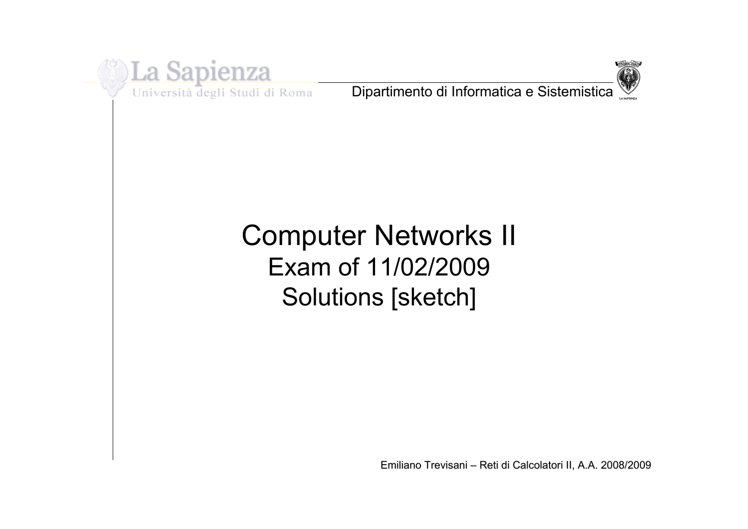# Computer Networks II

## Exam of 11/02/2009

## Solutions [sketch]

Emiliano Trevisani – Reti di Calcolatori II, A.A. 2008/2009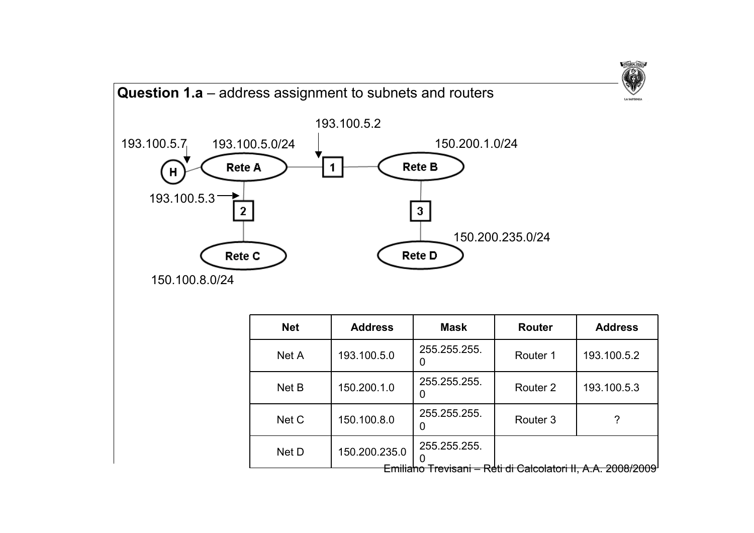## **Question 1.a** – address assignment to subnets and routers

193.100.5.2

193.100.5.7

193.100.5.0/24

150.200.1.0/24

H

Rete A

1

Rete B

193.100.5.3

2

3

150.200.235.0/24

Rete C

Rete D

150.100.8.0/24

| Net | Address | Mask | Router | Address |
|---|---|---|---|---|
| Net A | 193.100.5.0 | 255.255.255.0 | Router 1 | 193.100.5.2 |
| Net B | 150.200.1.0 | 255.255.255.0 | Router 2 | 193.100.5.3 |
| Net C | 150.100.8.0 | 255.255.255.0 | Router 3 | ? |
| Net D | 150.200.235.0 | 255.255.255.0 | | |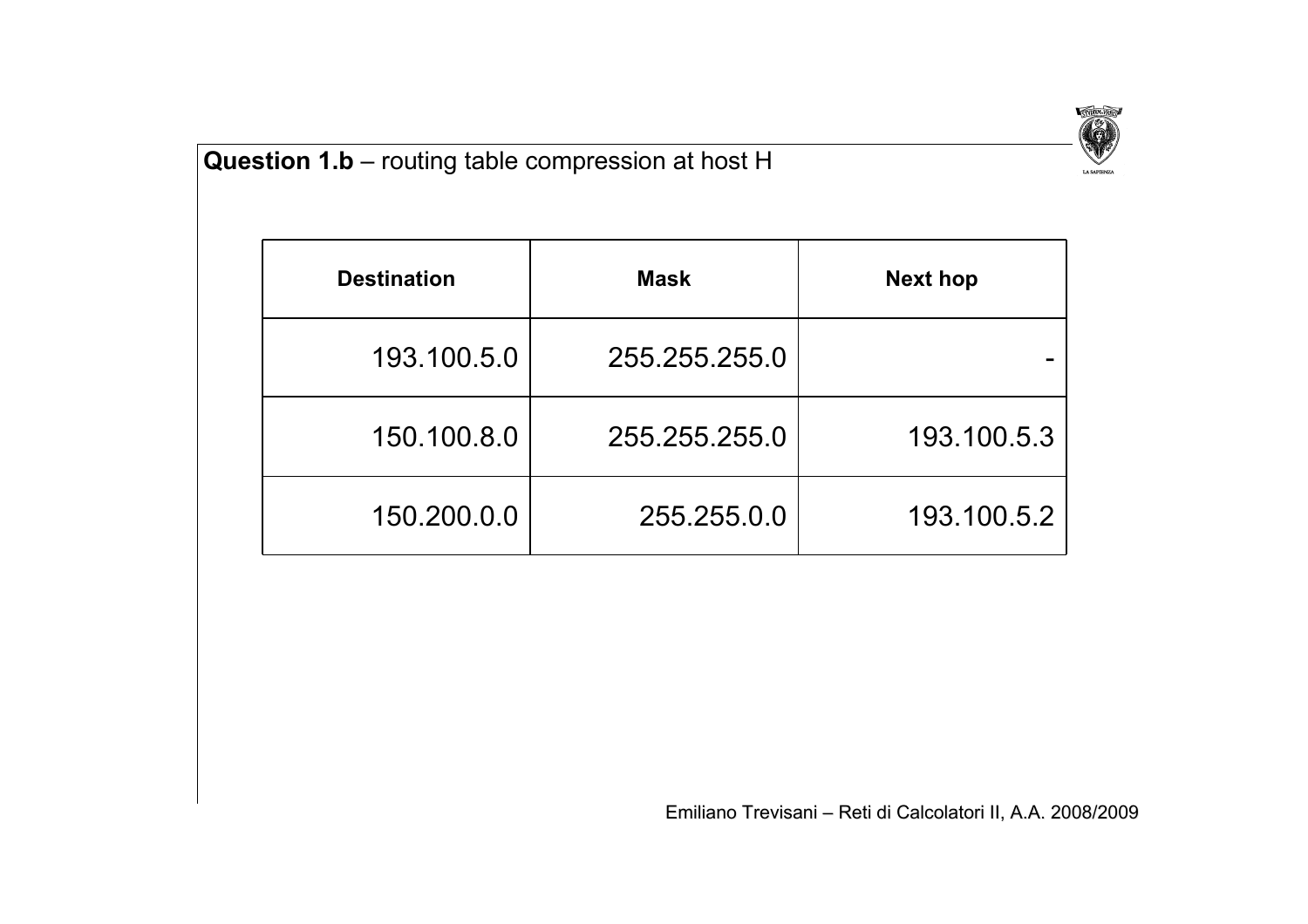**Question 1.b** – routing table compression at host H

| Destination | Mask | Next hop |
|---|---|---|
| 193.100.5.0 | 255.255.255.0 | - |
| 150.100.8.0 | 255.255.255.0 | 193.100.5.3 |
| 150.200.0.0 | 255.255.0.0 | 193.100.5.2 |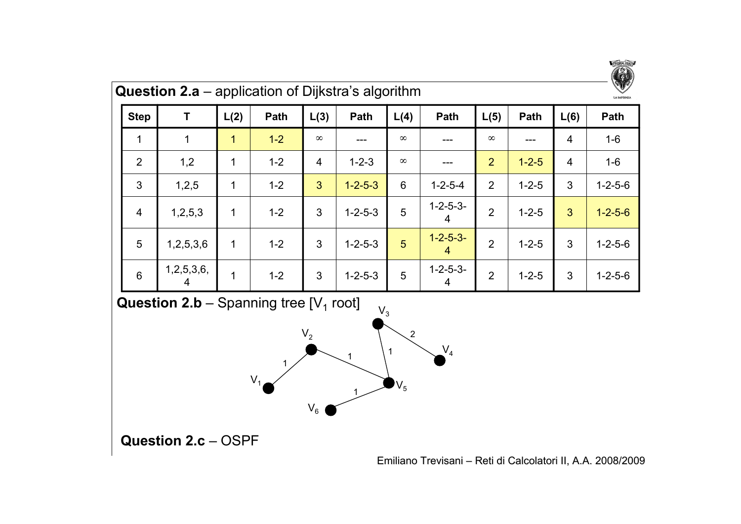## Question 2.a – application of Dijkstra's algorithm

| Step | T | L(2) | Path | L(3) | Path | L(4) | Path | L(5) | Path | L(6) | Path |
|---|---|---|---|---|---|---|---|---|---|---|---|
| 1 | 1 | 1 | 1-2 | ∞ | --- | ∞ | --- | ∞ | --- | 4 | 1-6 |
| 2 | 1,2 | 1 | 1-2 | 4 | 1-2-3 | ∞ | --- | 2 | 1-2-5 | 4 | 1-6 |
| 3 | 1,2,5 | 1 | 1-2 | 3 | 1-2-5-3 | 6 | 1-2-5-4 | 2 | 1-2-5 | 3 | 1-2-5-6 |
| 4 | 1,2,5,3 | 1 | 1-2 | 3 | 1-2-5-3 | 5 | 1-2-5-3-4 | 2 | 1-2-5 | 3 | 1-2-5-6 |
| 5 | 1,2,5,3,6 | 1 | 1-2 | 3 | 1-2-5-3 | 5 | 1-2-5-3-4 | 2 | 1-2-5 | 3 | 1-2-5-6 |
| 6 | 1,2,5,3,6,4 | 1 | 1-2 | 3 | 1-2-5-3 | 5 | 1-2-5-3-4 | 2 | 1-2-5 | 3 | 1-2-5-6 |

## Question 2.b – Spanning tree [$V_1$ root]

$V_1$ –(1)– $V_2$, $V_2$ –(1)– $V_5$, $V_5$ –(1)– $V_3$, $V_3$ –(2)– $V_4$, $V_5$ –(1)– $V_6$

## Question 2.c – OSPF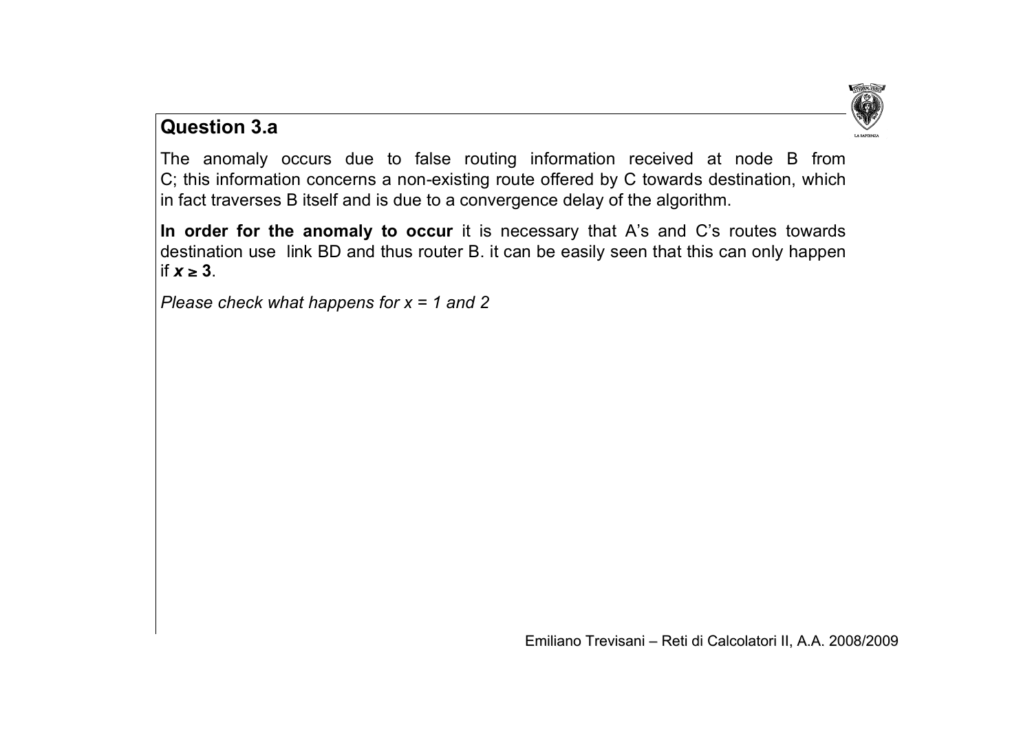## Question 3.a

The anomaly occurs due to false routing information received at node B from C; this information concerns a non-existing route offered by C towards destination, which in fact traverses B itself and is due to a convergence delay of the algorithm.

**In order for the anomaly to occur** it is necessary that A's and C's routes towards destination use link BD and thus router B. it can be easily seen that this can only happen if $x \geq 3$.

*Please check what happens for x = 1 and 2*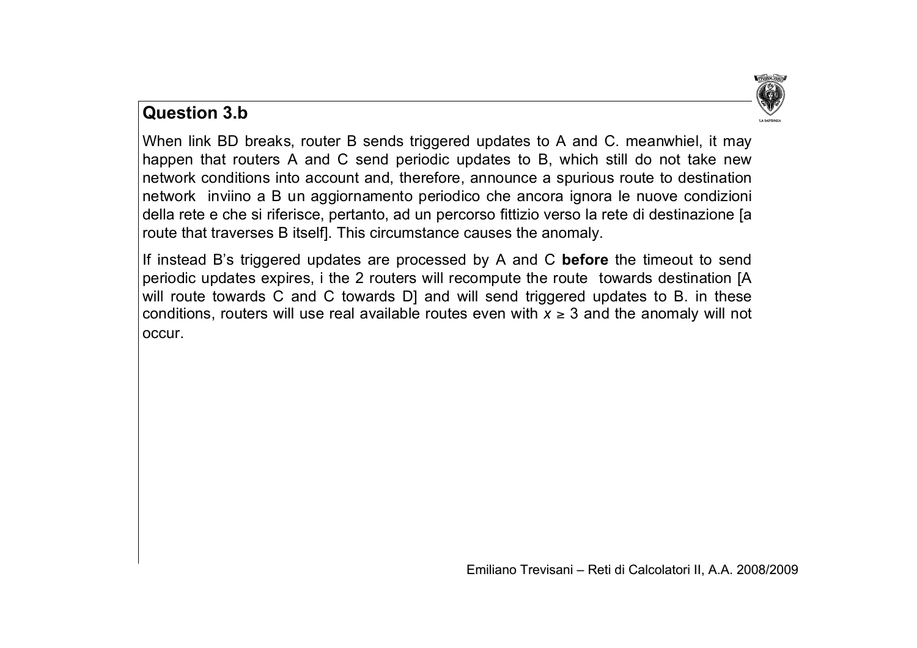## Question 3.b

When link BD breaks, router B sends triggered updates to A and C. meanwhiel, it may happen that routers A and C send periodic updates to B, which still do not take new network conditions into account and, therefore, announce a spurious route to destination network  inviino a B un aggiornamento periodico che ancora ignora le nuove condizioni della rete e che si riferisce, pertanto, ad un percorso fittizio verso la rete di destinazione [a route that traverses B itself]. This circumstance causes the anomaly.

If instead B's triggered updates are processed by A and C **before** the timeout to send periodic updates expires, i the 2 routers will recompute the route  towards destination [A will route towards C and C towards D] and will send triggered updates to B. in these conditions, routers will use real available routes even with $x \geq 3$ and the anomaly will not occur.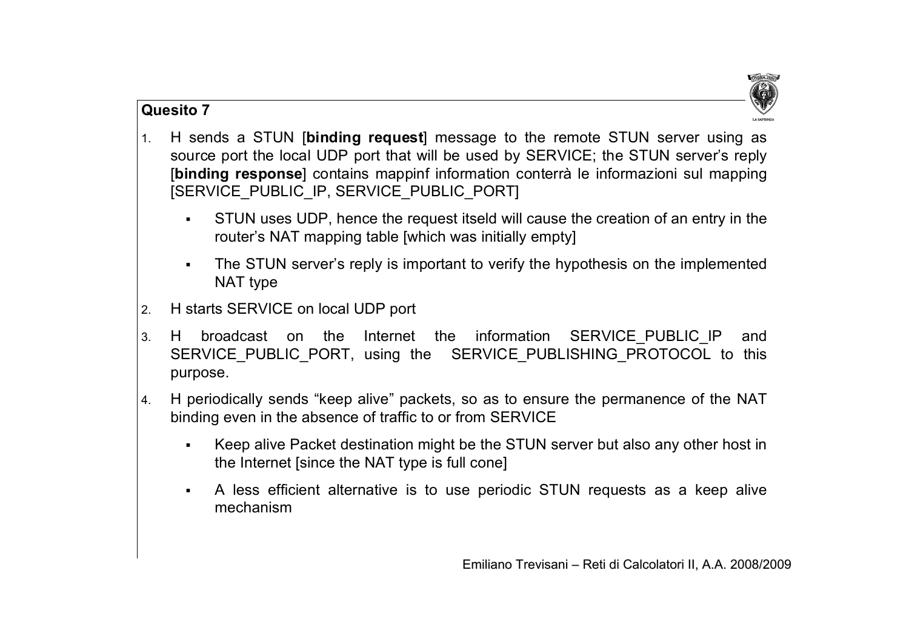## Quesito 7

1. H sends a STUN [**binding request**] message to the remote STUN server using as source port the local UDP port that will be used by SERVICE; the STUN server's reply [**binding response**] contains mappinf information conterrà le informazioni sul mapping [SERVICE_PUBLIC_IP, SERVICE_PUBLIC_PORT]
   - STUN uses UDP, hence the request itseld will cause the creation of an entry in the router's NAT mapping table [which was initially empty]
   - The STUN server's reply is important to verify the hypothesis on the implemented NAT type
2. H starts SERVICE on local UDP port
3. H broadcast on the Internet the information SERVICE_PUBLIC_IP and SERVICE_PUBLIC_PORT, using the SERVICE_PUBLISHING_PROTOCOL to this purpose.
4. H periodically sends "keep alive" packets, so as to ensure the permanence of the NAT binding even in the absence of traffic to or from SERVICE
   - Keep alive Packet destination might be the STUN server but also any other host in the Internet [since the NAT type is full cone]
   - A less efficient alternative is to use periodic STUN requests as a keep alive mechanism